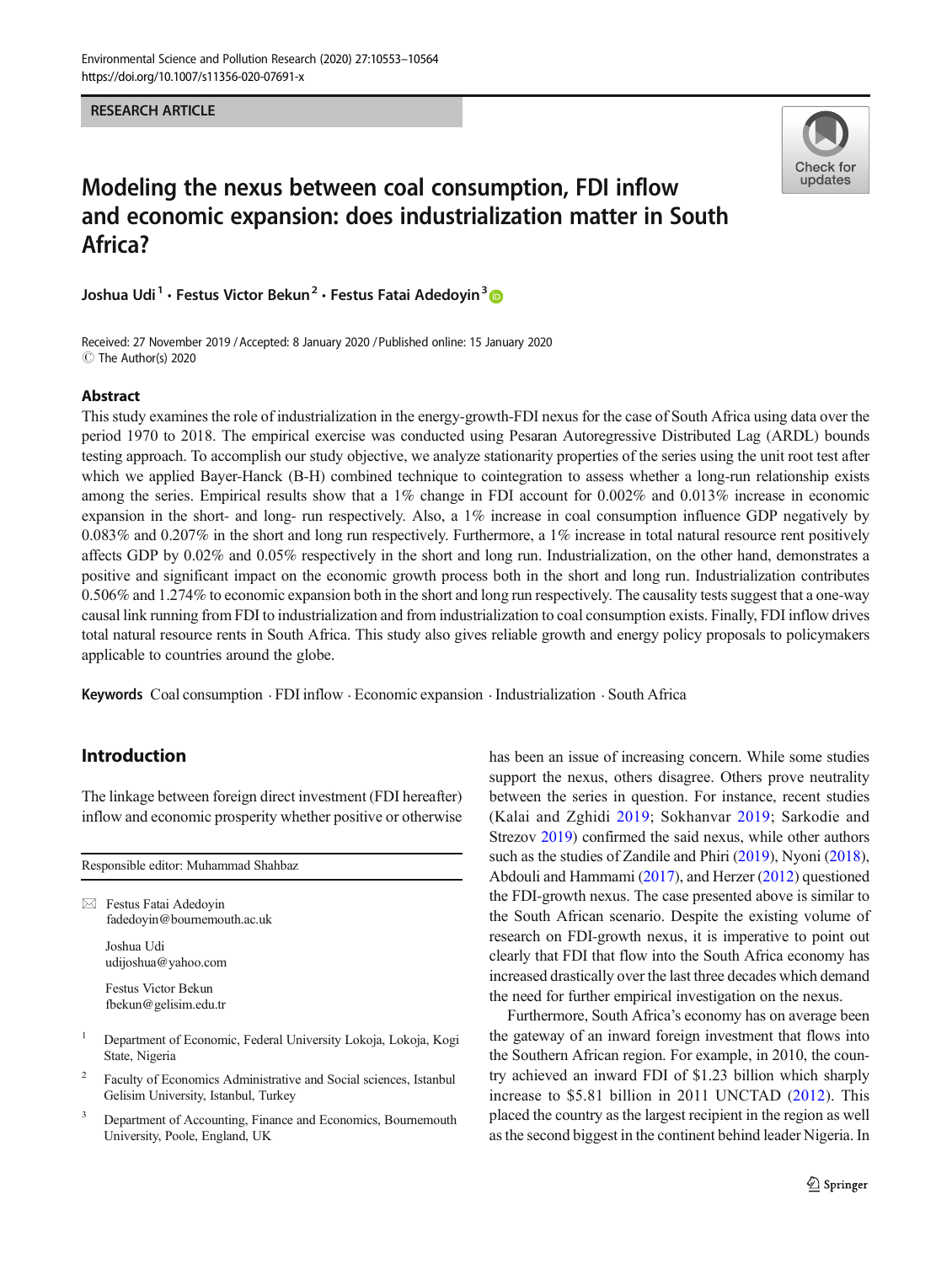RESEARCH ARTICLE

# Modeling the nexus between coal consumption, FDI inflow and economic expansion: does industrialization matter in South Africa?

Joshua Udi[1] · Festus Victor Bekun[2] · Festus Fatai Adedoyin[3]

Received: 27 November 2019 / Accepted: 8 January 2020 / Published online: 15 January 2020
© The Author(s) 2020

## Abstract

This study examines the role of industrialization in the energy-growth-FDI nexus for the case of South Africa using data over the period 1970 to 2018. The empirical exercise was conducted using Pesaran Autoregressive Distributed Lag (ARDL) bounds testing approach. To accomplish our study objective, we analyze stationarity properties of the series using the unit root test after which we applied Bayer-Hanck (B-H) combined technique to cointegration to assess whether a long-run relationship exists among the series. Empirical results show that a 1% change in FDI account for 0.002% and 0.013% increase in economic expansion in the short- and long- run respectively. Also, a 1% increase in coal consumption influence GDP negatively by 0.083% and 0.207% in the short and long run respectively. Furthermore, a 1% increase in total natural resource rent positively affects GDP by 0.02% and 0.05% respectively in the short and long run. Industrialization, on the other hand, demonstrates a positive and significant impact on the economic growth process both in the short and long run. Industrialization contributes 0.506% and 1.274% to economic expansion both in the short and long run respectively. The causality tests suggest that a one-way causal link running from FDI to industrialization and from industrialization to coal consumption exists. Finally, FDI inflow drives total natural resource rents in South Africa. This study also gives reliable growth and energy policy proposals to policymakers applicable to countries around the globe.

**Keywords** Coal consumption · FDI inflow · Economic expansion · Industrialization · South Africa

## Introduction

The linkage between foreign direct investment (FDI hereafter) inflow and economic prosperity whether positive or otherwise has been an issue of increasing concern. While some studies support the nexus, others disagree. Others prove neutrality between the series in question. For instance, recent studies (Kalai and Zghidi 2019; Sokhanvar 2019; Sarkodie and Strezov 2019) confirmed the said nexus, while other authors such as the studies of Zandile and Phiri (2019), Nyoni (2018), Abdouli and Hammami (2017), and Herzer (2012) questioned the FDI-growth nexus. The case presented above is similar to the South African scenario. Despite the existing volume of research on FDI-growth nexus, it is imperative to point out clearly that FDI that flow into the South Africa economy has increased drastically over the last three decades which demand the need for further empirical investigation on the nexus.

Furthermore, South Africa's economy has on average been the gateway of an inward foreign investment that flows into the Southern African region. For example, in 2010, the country achieved an inward FDI of $1.23 billion which sharply increase to $5.81 billion in 2011 UNCTAD (2012). This placed the country as the largest recipient in the region as well as the second biggest in the continent behind leader Nigeria. In

---

Responsible editor: Muhammad Shahbaz

✉ Festus Fatai Adedoyin
fadedoyin@bournemouth.ac.uk

Joshua Udi
udijoshua@yahoo.com

Festus Victor Bekun
fbekun@gelisim.edu.tr

[1] Department of Economic, Federal University Lokoja, Lokoja, Kogi State, Nigeria

[2] Faculty of Economics Administrative and Social sciences, Istanbul Gelisim University, Istanbul, Turkey

[3] Department of Accounting, Finance and Economics, Bournemouth University, Poole, England, UK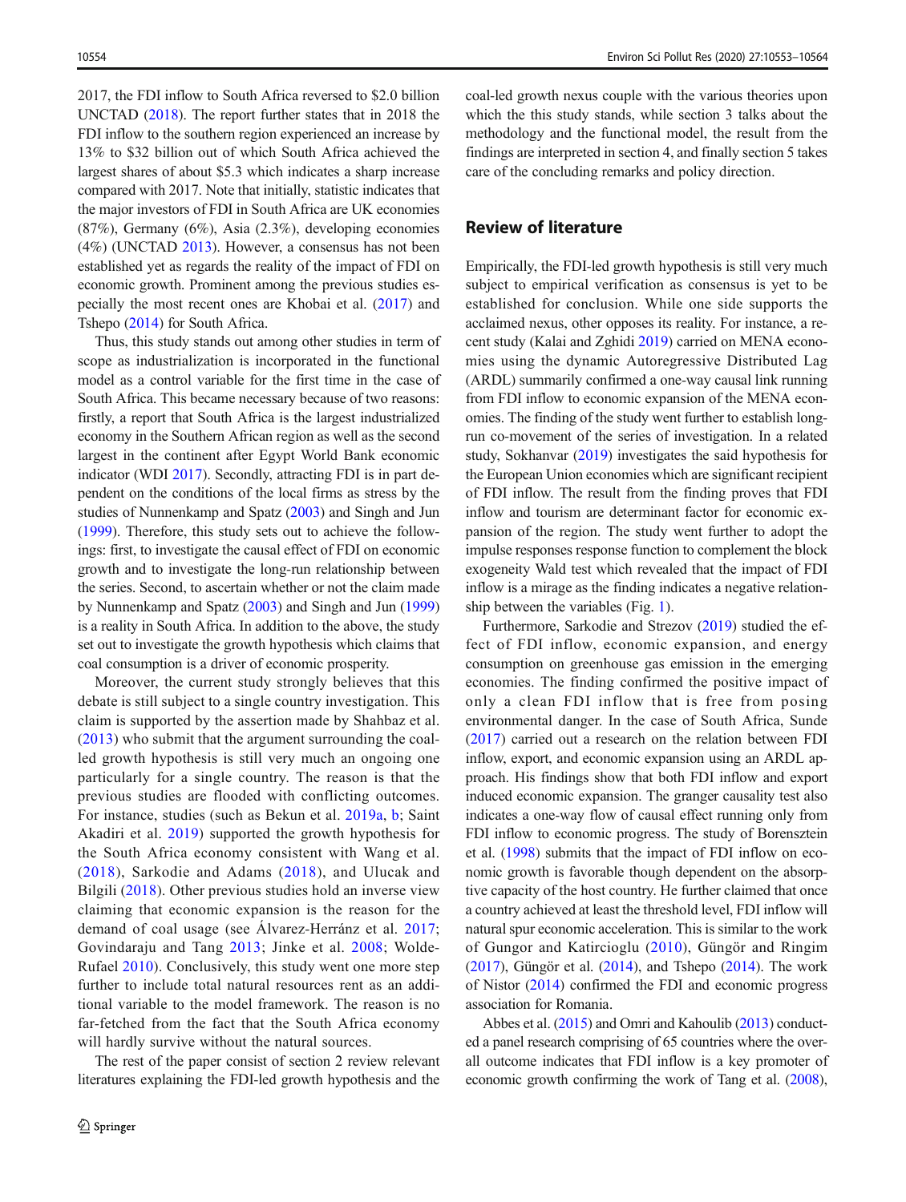2017, the FDI inflow to South Africa reversed to $2.0 billion UNCTAD (2018). The report further states that in 2018 the FDI inflow to the southern region experienced an increase by 13% to $32 billion out of which South Africa achieved the largest shares of about $5.3 which indicates a sharp increase compared with 2017. Note that initially, statistic indicates that the major investors of FDI in South Africa are UK economies (87%), Germany (6%), Asia (2.3%), developing economies (4%) (UNCTAD 2013). However, a consensus has not been established yet as regards the reality of the impact of FDI on economic growth. Prominent among the previous studies especially the most recent ones are Khobai et al. (2017) and Tshepo (2014) for South Africa.

Thus, this study stands out among other studies in term of scope as industrialization is incorporated in the functional model as a control variable for the first time in the case of South Africa. This became necessary because of two reasons: firstly, a report that South Africa is the largest industrialized economy in the Southern African region as well as the second largest in the continent after Egypt World Bank economic indicator (WDI 2017). Secondly, attracting FDI is in part dependent on the conditions of the local firms as stress by the studies of Nunnenkamp and Spatz (2003) and Singh and Jun (1999). Therefore, this study sets out to achieve the followings: first, to investigate the causal effect of FDI on economic growth and to investigate the long-run relationship between the series. Second, to ascertain whether or not the claim made by Nunnenkamp and Spatz (2003) and Singh and Jun (1999) is a reality in South Africa. In addition to the above, the study set out to investigate the growth hypothesis which claims that coal consumption is a driver of economic prosperity.

Moreover, the current study strongly believes that this debate is still subject to a single country investigation. This claim is supported by the assertion made by Shahbaz et al. (2013) who submit that the argument surrounding the coal-led growth hypothesis is still very much an ongoing one particularly for a single country. The reason is that the previous studies are flooded with conflicting outcomes. For instance, studies (such as Bekun et al. 2019a, b; Saint Akadiri et al. 2019) supported the growth hypothesis for the South Africa economy consistent with Wang et al. (2018), Sarkodie and Adams (2018), and Ulucak and Bilgili (2018). Other previous studies hold an inverse view claiming that economic expansion is the reason for the demand of coal usage (see Álvarez-Herránz et al. 2017; Govindaraju and Tang 2013; Jinke et al. 2008; Wolde-Rufael 2010). Conclusively, this study went one more step further to include total natural resources rent as an additional variable to the model framework. The reason is no far-fetched from the fact that the South Africa economy will hardly survive without the natural sources.

The rest of the paper consist of section 2 review relevant literatures explaining the FDI-led growth hypothesis and the coal-led growth nexus couple with the various theories upon which the this study stands, while section 3 talks about the methodology and the functional model, the result from the findings are interpreted in section 4, and finally section 5 takes care of the concluding remarks and policy direction.

## Review of literature

Empirically, the FDI-led growth hypothesis is still very much subject to empirical verification as consensus is yet to be established for conclusion. While one side supports the acclaimed nexus, other opposes its reality. For instance, a recent study (Kalai and Zghidi 2019) carried on MENA economies using the dynamic Autoregressive Distributed Lag (ARDL) summarily confirmed a one-way causal link running from FDI inflow to economic expansion of the MENA economies. The finding of the study went further to establish long-run co-movement of the series of investigation. In a related study, Sokhanvar (2019) investigates the said hypothesis for the European Union economies which are significant recipient of FDI inflow. The result from the finding proves that FDI inflow and tourism are determinant factor for economic expansion of the region. The study went further to adopt the impulse responses response function to complement the block exogeneity Wald test which revealed that the impact of FDI inflow is a mirage as the finding indicates a negative relationship between the variables (Fig. 1).

Furthermore, Sarkodie and Strezov (2019) studied the effect of FDI inflow, economic expansion, and energy consumption on greenhouse gas emission in the emerging economies. The finding confirmed the positive impact of only a clean FDI inflow that is free from posing environmental danger. In the case of South Africa, Sunde (2017) carried out a research on the relation between FDI inflow, export, and economic expansion using an ARDL approach. His findings show that both FDI inflow and export induced economic expansion. The granger causality test also indicates a one-way flow of causal effect running only from FDI inflow to economic progress. The study of Borensztein et al. (1998) submits that the impact of FDI inflow on economic growth is favorable though dependent on the absorptive capacity of the host country. He further claimed that once a country achieved at least the threshold level, FDI inflow will natural spur economic acceleration. This is similar to the work of Gungor and Katircioglu (2010), Güngör and Ringim (2017), Güngör et al. (2014), and Tshepo (2014). The work of Nistor (2014) confirmed the FDI and economic progress association for Romania.

Abbes et al. (2015) and Omri and Kahoulib (2013) conducted a panel research comprising of 65 countries where the overall outcome indicates that FDI inflow is a key promoter of economic growth confirming the work of Tang et al. (2008),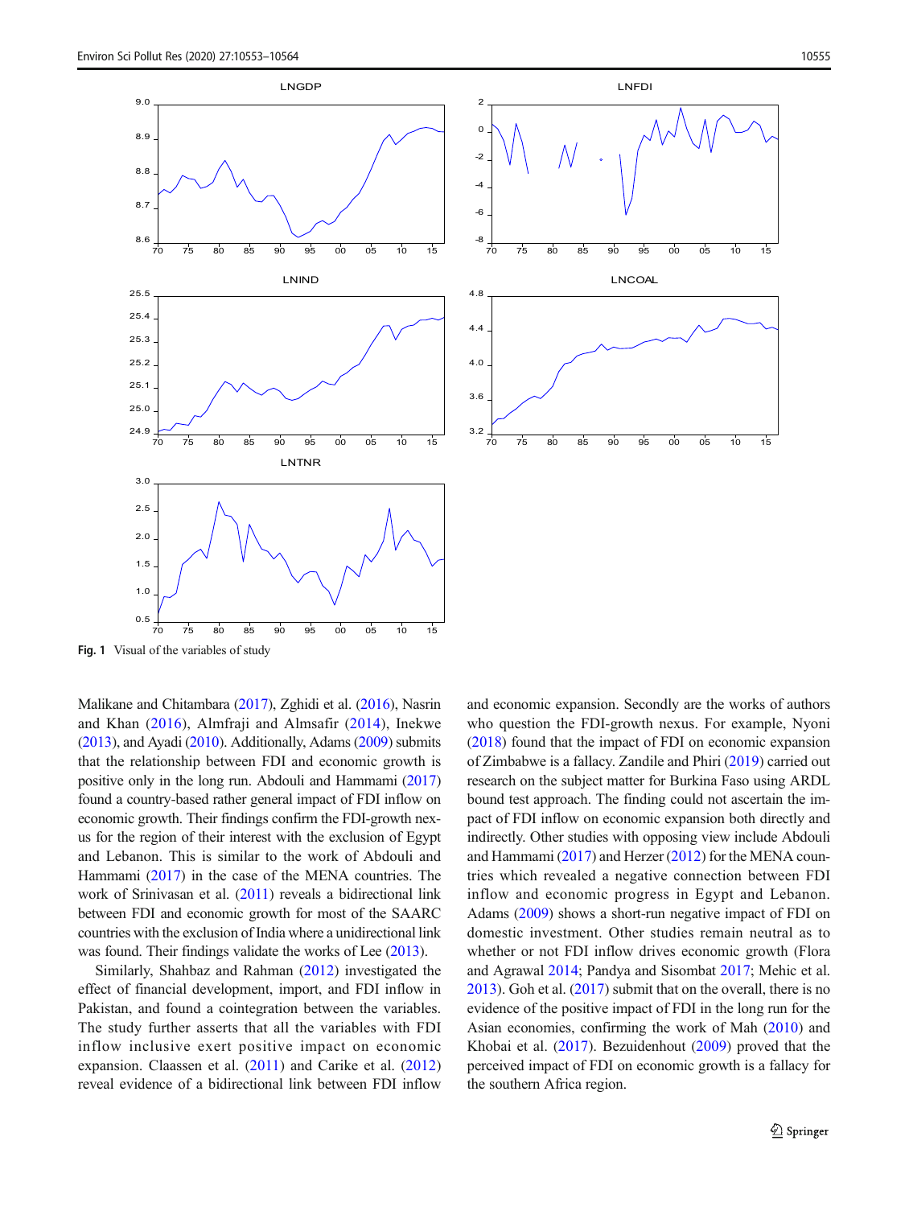Fig. 1 Visual of the variables of study

Malikane and Chitambara (2017), Zghidi et al. (2016), Nasrin and Khan (2016), Almfraji and Almsafir (2014), Inekwe (2013), and Ayadi (2010). Additionally, Adams (2009) submits that the relationship between FDI and economic growth is positive only in the long run. Abdouli and Hammami (2017) found a country-based rather general impact of FDI inflow on economic growth. Their findings confirm the FDI-growth nexus for the region of their interest with the exclusion of Egypt and Lebanon. This is similar to the work of Abdouli and Hammami (2017) in the case of the MENA countries. The work of Srinivasan et al. (2011) reveals a bidirectional link between FDI and economic growth for most of the SAARC countries with the exclusion of India where a unidirectional link was found. Their findings validate the works of Lee (2013).

Similarly, Shahbaz and Rahman (2012) investigated the effect of financial development, import, and FDI inflow in Pakistan, and found a cointegration between the variables. The study further asserts that all the variables with FDI inflow inclusive exert positive impact on economic expansion. Claassen et al. (2011) and Carike et al. (2012) reveal evidence of a bidirectional link between FDI inflow and economic expansion. Secondly are the works of authors who question the FDI-growth nexus. For example, Nyoni (2018) found that the impact of FDI on economic expansion of Zimbabwe is a fallacy. Zandile and Phiri (2019) carried out research on the subject matter for Burkina Faso using ARDL bound test approach. The finding could not ascertain the impact of FDI inflow on economic expansion both directly and indirectly. Other studies with opposing view include Abdouli and Hammami (2017) and Herzer (2012) for the MENA countries which revealed a negative connection between FDI inflow and economic progress in Egypt and Lebanon. Adams (2009) shows a short-run negative impact of FDI on domestic investment. Other studies remain neutral as to whether or not FDI inflow drives economic growth (Flora and Agrawal 2014; Pandya and Sisombat 2017; Mehic et al. 2013). Goh et al. (2017) submit that on the overall, there is no evidence of the positive impact of FDI in the long run for the Asian economies, confirming the work of Mah (2010) and Khobai et al. (2017). Bezuidenhout (2009) proved that the perceived impact of FDI on economic growth is a fallacy for the southern Africa region.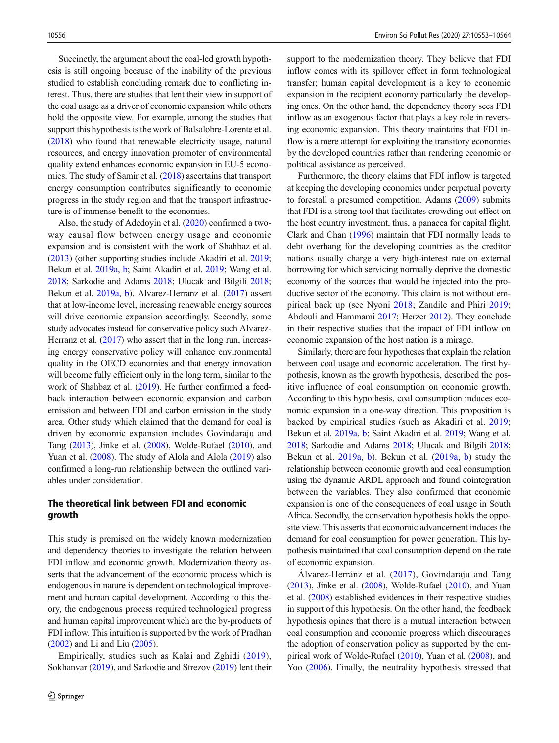Succinctly, the argument about the coal-led growth hypothesis is still ongoing because of the inability of the previous studied to establish concluding remark due to conflicting interest. Thus, there are studies that lent their view in support of the coal usage as a driver of economic expansion while others hold the opposite view. For example, among the studies that support this hypothesis is the work of Balsalobre-Lorente et al. (2018) who found that renewable electricity usage, natural resources, and energy innovation promoter of environmental quality extend enhances economic expansion in EU-5 economies. The study of Samir et al. (2018) ascertains that transport energy consumption contributes significantly to economic progress in the study region and that the transport infrastructure is of immense benefit to the economies.

Also, the study of Adedoyin et al. (2020) confirmed a two-way causal flow between energy usage and economic expansion and is consistent with the work of Shahbaz et al. (2013) (other supporting studies include Akadiri et al. 2019; Bekun et al. 2019a, b; Saint Akadiri et al. 2019; Wang et al. 2018; Sarkodie and Adams 2018; Ulucak and Bilgili 2018; Bekun et al. 2019a, b). Alvarez-Herranz et al. (2017) assert that at low-income level, increasing renewable energy sources will drive economic expansion accordingly. Secondly, some study advocates instead for conservative policy such Alvarez-Herranz et al. (2017) who assert that in the long run, increasing energy conservative policy will enhance environmental quality in the OECD economies and that energy innovation will become fully efficient only in the long term, similar to the work of Shahbaz et al. (2019). He further confirmed a feedback interaction between economic expansion and carbon emission and between FDI and carbon emission in the study area. Other study which claimed that the demand for coal is driven by economic expansion includes Govindaraju and Tang (2013), Jinke et al. (2008), Wolde-Rufael (2010), and Yuan et al. (2008). The study of Alola and Alola (2019) also confirmed a long-run relationship between the outlined variables under consideration.

## The theoretical link between FDI and economic growth

This study is premised on the widely known modernization and dependency theories to investigate the relation between FDI inflow and economic growth. Modernization theory asserts that the advancement of the economic process which is endogenous in nature is dependent on technological improvement and human capital development. According to this theory, the endogenous process required technological progress and human capital improvement which are the by-products of FDI inflow. This intuition is supported by the work of Pradhan (2002) and Li and Liu (2005).

Empirically, studies such as Kalai and Zghidi (2019), Sokhanvar (2019), and Sarkodie and Strezov (2019) lent their support to the modernization theory. They believe that FDI inflow comes with its spillover effect in form technological transfer; human capital development is a key to economic expansion in the recipient economy particularly the developing ones. On the other hand, the dependency theory sees FDI inflow as an exogenous factor that plays a key role in reversing economic expansion. This theory maintains that FDI inflow is a mere attempt for exploiting the transitory economies by the developed countries rather than rendering economic or political assistance as perceived.

Furthermore, the theory claims that FDI inflow is targeted at keeping the developing economies under perpetual poverty to forestall a presumed competition. Adams (2009) submits that FDI is a strong tool that facilitates crowding out effect on the host country investment, thus, a panacea for capital flight. Clark and Chan (1996) maintain that FDI normally leads to debt overhang for the developing countries as the creditor nations usually charge a very high-interest rate on external borrowing for which servicing normally deprive the domestic economy of the sources that would be injected into the productive sector of the economy. This claim is not without empirical back up (see Nyoni 2018; Zandile and Phiri 2019; Abdouli and Hammami 2017; Herzer 2012). They conclude in their respective studies that the impact of FDI inflow on economic expansion of the host nation is a mirage.

Similarly, there are four hypotheses that explain the relation between coal usage and economic acceleration. The first hypothesis, known as the growth hypothesis, described the positive influence of coal consumption on economic growth. According to this hypothesis, coal consumption induces economic expansion in a one-way direction. This proposition is backed by empirical studies (such as Akadiri et al. 2019; Bekun et al. 2019a, b; Saint Akadiri et al. 2019; Wang et al. 2018; Sarkodie and Adams 2018; Ulucak and Bilgili 2018; Bekun et al. 2019a, b). Bekun et al. (2019a, b) study the relationship between economic growth and coal consumption using the dynamic ARDL approach and found cointegration between the variables. They also confirmed that economic expansion is one of the consequences of coal usage in South Africa. Secondly, the conservation hypothesis holds the opposite view. This asserts that economic advancement induces the demand for coal consumption for power generation. This hypothesis maintained that coal consumption depend on the rate of economic expansion.

Álvarez-Herránz et al. (2017), Govindaraju and Tang (2013), Jinke et al. (2008), Wolde-Rufael (2010), and Yuan et al. (2008) established evidences in their respective studies in support of this hypothesis. On the other hand, the feedback hypothesis opines that there is a mutual interaction between coal consumption and economic progress which discourages the adoption of conservation policy as supported by the empirical work of Wolde-Rufael (2010), Yuan et al. (2008), and Yoo (2006). Finally, the neutrality hypothesis stressed that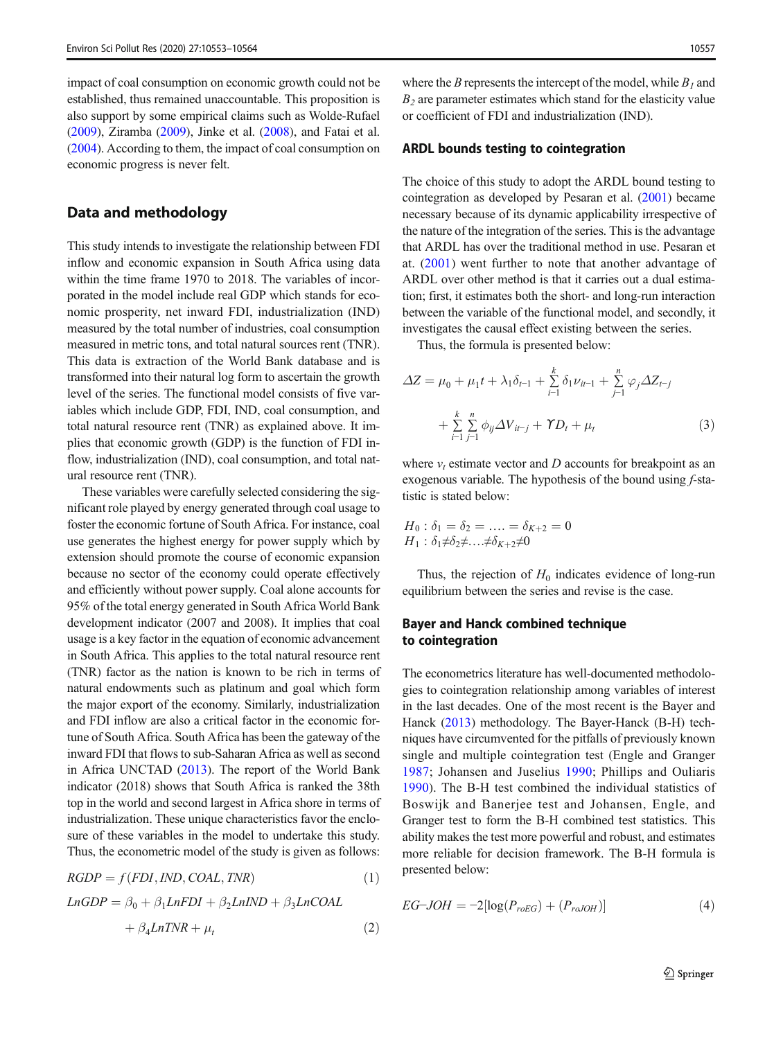impact of coal consumption on economic growth could not be established, thus remained unaccountable. This proposition is also support by some empirical claims such as Wolde-Rufael (2009), Ziramba (2009), Jinke et al. (2008), and Fatai et al. (2004). According to them, the impact of coal consumption on economic progress is never felt.

## Data and methodology

This study intends to investigate the relationship between FDI inflow and economic expansion in South Africa using data within the time frame 1970 to 2018. The variables of incorporated in the model include real GDP which stands for economic prosperity, net inward FDI, industrialization (IND) measured by the total number of industries, coal consumption measured in metric tons, and total natural sources rent (TNR). This data is extraction of the World Bank database and is transformed into their natural log form to ascertain the growth level of the series. The functional model consists of five variables which include GDP, FDI, IND, coal consumption, and total natural resource rent (TNR) as explained above. It implies that economic growth (GDP) is the function of FDI inflow, industrialization (IND), coal consumption, and total natural resource rent (TNR).

These variables were carefully selected considering the significant role played by energy generated through coal usage to foster the economic fortune of South Africa. For instance, coal use generates the highest energy for power supply which by extension should promote the course of economic expansion because no sector of the economy could operate effectively and efficiently without power supply. Coal alone accounts for 95% of the total energy generated in South Africa World Bank development indicator (2007 and 2008). It implies that coal usage is a key factor in the equation of economic advancement in South Africa. This applies to the total natural resource rent (TNR) factor as the nation is known to be rich in terms of natural endowments such as platinum and goal which form the major export of the economy. Similarly, industrialization and FDI inflow are also a critical factor in the economic fortune of South Africa. South Africa has been the gateway of the inward FDI that flows to sub-Saharan Africa as well as second in Africa UNCTAD (2013). The report of the World Bank indicator (2018) shows that South Africa is ranked the 38th top in the world and second largest in Africa shore in terms of industrialization. These unique characteristics favor the enclosure of these variables in the model to undertake this study. Thus, the econometric model of the study is given as follows:

$$RGDP = f(FDI, IND, COAL, TNR) \tag{1}$$

$$LnGDP = \beta_0 + \beta_1 LnFDI + \beta_2 LnIND + \beta_3 LnCOAL + \beta_4 LnTNR + \mu_t \tag{2}$$

where the $B$ represents the intercept of the model, while $B_1$ and $B_2$ are parameter estimates which stand for the elasticity value or coefficient of FDI and industrialization (IND).

### ARDL bounds testing to cointegration

The choice of this study to adopt the ARDL bound testing to cointegration as developed by Pesaran et al. (2001) became necessary because of its dynamic applicability irrespective of the nature of the integration of the series. This is the advantage that ARDL has over the traditional method in use. Pesaran et at. (2001) went further to note that another advantage of ARDL over other method is that it carries out a dual estimation; first, it estimates both the short- and long-run interaction between the variable of the functional model, and secondly, it investigates the causal effect existing between the series.

Thus, the formula is presented below:

$$\Delta Z = \mu_0 + \mu_1 t + \lambda_1 \delta_{t-1} + \sum_{i-1}^{k} \delta_1 \nu_{it-1} + \sum_{j-1}^{n} \varphi_j \Delta Z_{t-j} + \sum_{i-1}^{k} \sum_{j-1}^{n} \phi_{ij} \Delta V_{it-j} + \Upsilon D_t + \mu_t \tag{3}$$

where $v_t$ estimate vector and $D$ accounts for breakpoint as an exogenous variable. The hypothesis of the bound using $f$-statistic is stated below:

$$H_0 : \delta_1 = \delta_2 = \ldots. = \delta_{K+2} = 0$$
$$H_1 : \delta_1 \neq \delta_2 \neq \ldots. \neq \delta_{K+2} \neq 0$$

Thus, the rejection of $H_0$ indicates evidence of long-run equilibrium between the series and revise is the case.

### Bayer and Hanck combined technique to cointegration

The econometrics literature has well-documented methodologies to cointegration relationship among variables of interest in the last decades. One of the most recent is the Bayer and Hanck (2013) methodology. The Bayer-Hanck (B-H) techniques have circumvented for the pitfalls of previously known single and multiple cointegration test (Engle and Granger 1987; Johansen and Juselius 1990; Phillips and Ouliaris 1990). The B-H test combined the individual statistics of Boswijk and Banerjee test and Johansen, Engle, and Granger test to form the B-H combined test statistics. This ability makes the test more powerful and robust, and estimates more reliable for decision framework. The B-H formula is presented below:

$$EG\text{–}JOH = -2[\log(P_{roEG}) + (P_{roJOH})] \tag{4}$$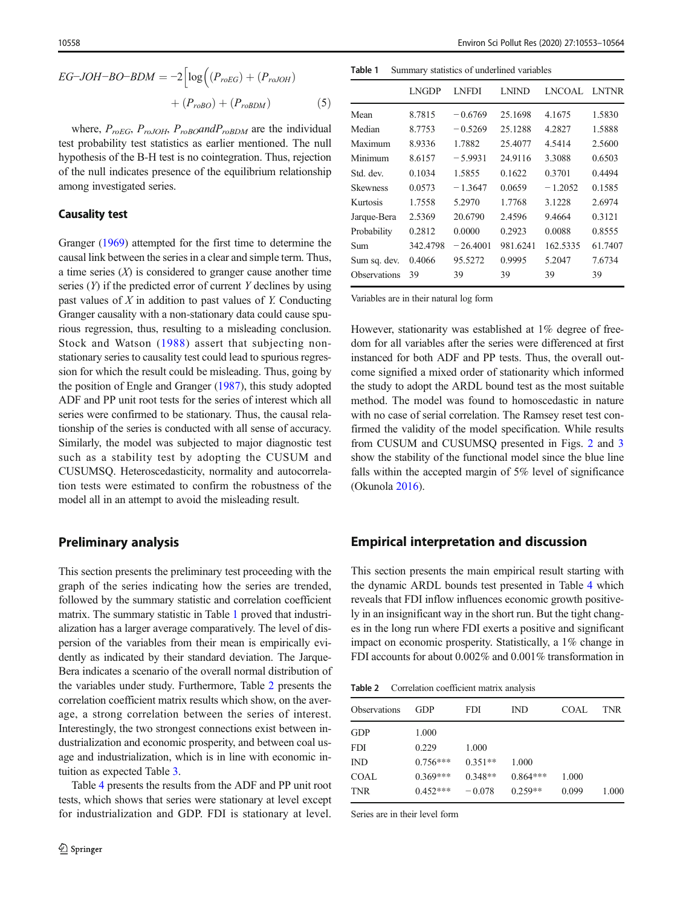$$EG\text{–}JOH\text{–}BO\text{–}BDM = -2\Big[\log\Big((P_{roEG}) + (P_{roJOH}) + (P_{roBO}) + (P_{roBDM})\Big) \tag{5}$$

where, $P_{roEG}$, $P_{roJOH}$, $P_{roBO} and P_{roBDM}$ are the individual test probability test statistics as earlier mentioned. The null hypothesis of the B-H test is no cointegration. Thus, rejection of the null indicates presence of the equilibrium relationship among investigated series.

### Causality test

Granger (1969) attempted for the first time to determine the causal link between the series in a clear and simple term. Thus, a time series ($X$) is considered to granger cause another time series ($Y$) if the predicted error of current $Y$ declines by using past values of $X$ in addition to past values of $Y$. Conducting Granger causality with a non-stationary data could cause spurious regression, thus, resulting to a misleading conclusion. Stock and Watson (1988) assert that subjecting non-stationary series to causality test could lead to spurious regression for which the result could be misleading. Thus, going by the position of Engle and Granger (1987), this study adopted ADF and PP unit root tests for the series of interest which all series were confirmed to be stationary. Thus, the causal relationship of the series is conducted with all sense of accuracy. Similarly, the model was subjected to major diagnostic test such as a stability test by adopting the CUSUM and CUSUMSQ. Heteroscedasticity, normality and autocorrelation tests were estimated to confirm the robustness of the model all in an attempt to avoid the misleading result.

## Preliminary analysis

This section presents the preliminary test proceeding with the graph of the series indicating how the series are trended, followed by the summary statistic and correlation coefficient matrix. The summary statistic in Table 1 proved that industrialization has a larger average comparatively. The level of dispersion of the variables from their mean is empirically evidently as indicated by their standard deviation. The Jarque-Bera indicates a scenario of the overall normal distribution of the variables under study. Furthermore, Table 2 presents the correlation coefficient matrix results which show, on the average, a strong correlation between the series of interest. Interestingly, the two strongest connections exist between industrialization and economic prosperity, and between coal usage and industrialization, which is in line with economic intuition as expected Table 3.

Table 4 presents the results from the ADF and PP unit root tests, which shows that series were stationary at level except for industrialization and GDP. FDI is stationary at level. However, stationarity was established at 1% degree of freedom for all variables after the series were differenced at first instanced for both ADF and PP tests. Thus, the overall outcome signified a mixed order of stationarity which informed the study to adopt the ARDL bound test as the most suitable method. The model was found to homoscedastic in nature with no case of serial correlation. The Ramsey reset test confirmed the validity of the model specification. While results from CUSUM and CUSUMSQ presented in Figs. 2 and 3 show the stability of the functional model since the blue line falls within the accepted margin of 5% level of significance (Okunola 2016).

**Table 1** Summary statistics of underlined variables

| | LNGDP | LNFDI | LNIND | LNCOAL | LNTNR |
|---|---|---|---|---|---|
| Mean | 8.7815 | −0.6769 | 25.1698 | 4.1675 | 1.5830 |
| Median | 8.7753 | −0.5269 | 25.1288 | 4.2827 | 1.5888 |
| Maximum | 8.9336 | 1.7882 | 25.4077 | 4.5414 | 2.5600 |
| Minimum | 8.6157 | −5.9931 | 24.9116 | 3.3088 | 0.6503 |
| Std. dev. | 0.1034 | 1.5855 | 0.1622 | 0.3701 | 0.4494 |
| Skewness | 0.0573 | −1.3647 | 0.0659 | −1.2052 | 0.1585 |
| Kurtosis | 1.7558 | 5.2970 | 1.7768 | 3.1228 | 2.6974 |
| Jarque-Bera | 2.5369 | 20.6790 | 2.4596 | 9.4664 | 0.3121 |
| Probability | 0.2812 | 0.0000 | 0.2923 | 0.0088 | 0.8555 |
| Sum | 342.4798 | −26.4001 | 981.6241 | 162.5335 | 61.7407 |
| Sum sq. dev. | 0.4066 | 95.5272 | 0.9995 | 5.2047 | 7.6734 |
| Observations | 39 | 39 | 39 | 39 | 39 |

Variables are in their natural log form

## Empirical interpretation and discussion

This section presents the main empirical result starting with the dynamic ARDL bounds test presented in Table 4 which reveals that FDI inflow influences economic growth positively in an insignificant way in the short run. But the tight changes in the long run where FDI exerts a positive and significant impact on economic prosperity. Statistically, a 1% change in FDI accounts for about 0.002% and 0.001% transformation in

**Table 2** Correlation coefficient matrix analysis

| Observations | GDP | FDI | IND | COAL | TNR |
|---|---|---|---|---|---|
| GDP | 1.000 | | | | |
| FDI | 0.229 | 1.000 | | | |
| IND | 0.756*** | 0.351** | 1.000 | | |
| COAL | 0.369*** | 0.348** | 0.864*** | 1.000 | |
| TNR | 0.452*** | −0.078 | 0.259** | 0.099 | 1.000 |

Series are in their level form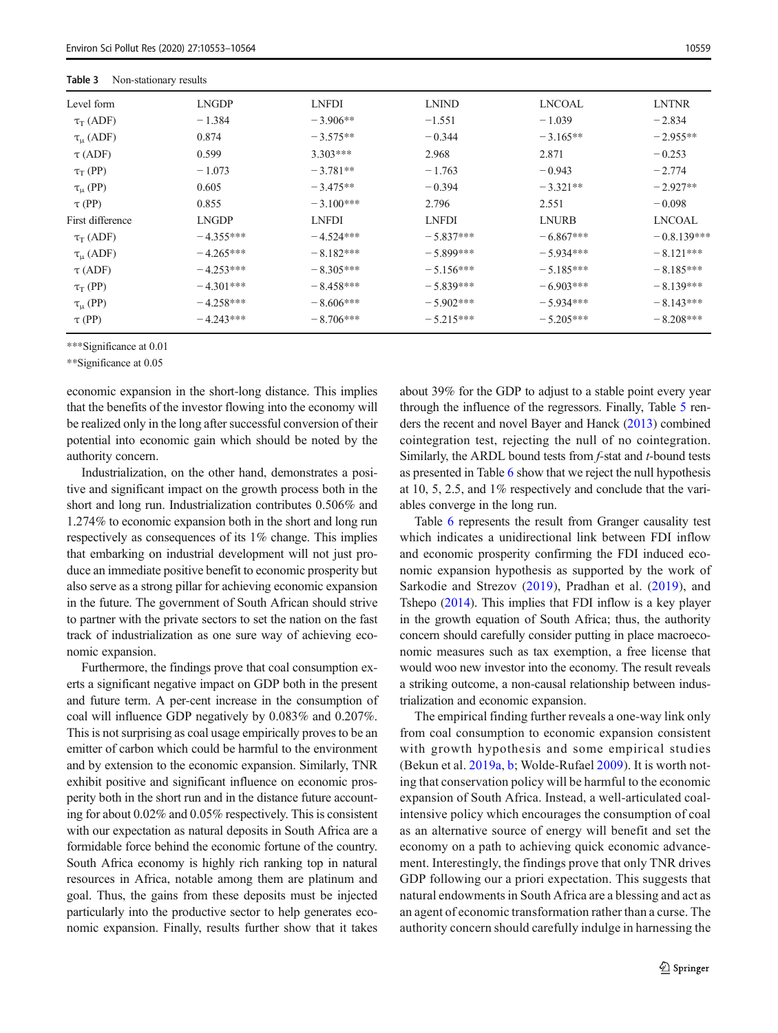**Table 3** Non-stationary results

| Level form | LNGDP | LNFDI | LNIND | LNCOAL | LNTNR |
|---|---|---|---|---|---|
| $\tau_T$ (ADF) | − 1.384 | − 3.906** | −1.551 | − 1.039 | − 2.834 |
| $\tau_\mu$ (ADF) | 0.874 | − 3.575** | − 0.344 | − 3.165** | − 2.955** |
| $\tau$ (ADF) | 0.599 | 3.303*** | 2.968 | 2.871 | − 0.253 |
| $\tau_T$ (PP) | − 1.073 | − 3.781** | − 1.763 | − 0.943 | − 2.774 |
| $\tau_\mu$ (PP) | 0.605 | − 3.475** | − 0.394 | − 3.321** | − 2.927** |
| $\tau$ (PP) | 0.855 | − 3.100*** | 2.796 | 2.551 | − 0.098 |
| First difference | LNGDP | LNFDI | LNFDI | LNURB | LNCOAL |
| $\tau_T$ (ADF) | − 4.355*** | − 4.524*** | − 5.837*** | − 6.867*** | − 0.8.139*** |
| $\tau_\mu$ (ADF) | − 4.265*** | − 8.182*** | − 5.899*** | − 5.934*** | − 8.121*** |
| $\tau$ (ADF) | − 4.253*** | − 8.305*** | − 5.156*** | − 5.185*** | − 8.185*** |
| $\tau_T$ (PP) | − 4.301*** | − 8.458*** | − 5.839*** | − 6.903*** | − 8.139*** |
| $\tau_\mu$ (PP) | − 4.258*** | − 8.606*** | − 5.902*** | − 5.934*** | − 8.143*** |
| $\tau$ (PP) | − 4.243*** | − 8.706*** | − 5.215*** | − 5.205*** | − 8.208*** |

***Significance at 0.01

**Significance at 0.05

economic expansion in the short-long distance. This implies that the benefits of the investor flowing into the economy will be realized only in the long after successful conversion of their potential into economic gain which should be noted by the authority concern.

Industrialization, on the other hand, demonstrates a positive and significant impact on the growth process both in the short and long run. Industrialization contributes 0.506% and 1.274% to economic expansion both in the short and long run respectively as consequences of its 1% change. This implies that embarking on industrial development will not just produce an immediate positive benefit to economic prosperity but also serve as a strong pillar for achieving economic expansion in the future. The government of South African should strive to partner with the private sectors to set the nation on the fast track of industrialization as one sure way of achieving economic expansion.

Furthermore, the findings prove that coal consumption exerts a significant negative impact on GDP both in the present and future term. A per-cent increase in the consumption of coal will influence GDP negatively by 0.083% and 0.207%. This is not surprising as coal usage empirically proves to be an emitter of carbon which could be harmful to the environment and by extension to the economic expansion. Similarly, TNR exhibit positive and significant influence on economic prosperity both in the short run and in the distance future accounting for about 0.02% and 0.05% respectively. This is consistent with our expectation as natural deposits in South Africa are a formidable force behind the economic fortune of the country. South Africa economy is highly rich ranking top in natural resources in Africa, notable among them are platinum and goal. Thus, the gains from these deposits must be injected particularly into the productive sector to help generates economic expansion. Finally, results further show that it takes about 39% for the GDP to adjust to a stable point every year through the influence of the regressors. Finally, Table 5 renders the recent and novel Bayer and Hanck (2013) combined cointegration test, rejecting the null of no cointegration. Similarly, the ARDL bound tests from *f*-stat and *t*-bound tests as presented in Table 6 show that we reject the null hypothesis at 10, 5, 2.5, and 1% respectively and conclude that the variables converge in the long run.

Table 6 represents the result from Granger causality test which indicates a unidirectional link between FDI inflow and economic prosperity confirming the FDI induced economic expansion hypothesis as supported by the work of Sarkodie and Strezov (2019), Pradhan et al. (2019), and Tshepo (2014). This implies that FDI inflow is a key player in the growth equation of South Africa; thus, the authority concern should carefully consider putting in place macroeconomic measures such as tax exemption, a free license that would woo new investor into the economy. The result reveals a striking outcome, a non-causal relationship between industrialization and economic expansion.

The empirical finding further reveals a one-way link only from coal consumption to economic expansion consistent with growth hypothesis and some empirical studies (Bekun et al. 2019a, b; Wolde-Rufael 2009). It is worth noting that conservation policy will be harmful to the economic expansion of South Africa. Instead, a well-articulated coal-intensive policy which encourages the consumption of coal as an alternative source of energy will benefit and set the economy on a path to achieving quick economic advancement. Interestingly, the findings prove that only TNR drives GDP following our a priori expectation. This suggests that natural endowments in South Africa are a blessing and act as an agent of economic transformation rather than a curse. The authority concern should carefully indulge in harnessing the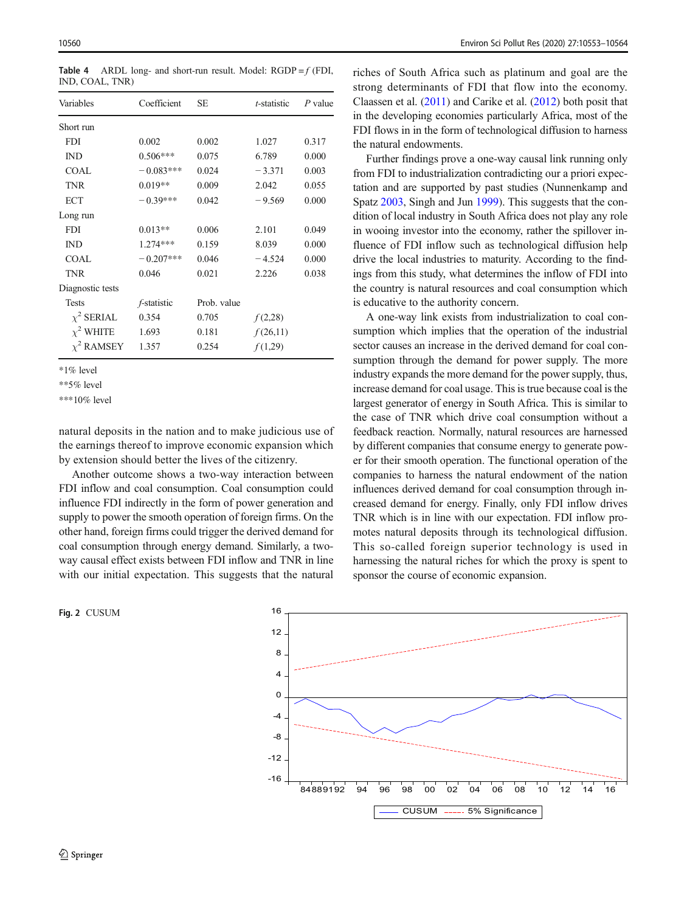**Table 4** ARDL long- and short-run result. Model: RGDP = *f* (FDI, IND, COAL, TNR)

| Variables | Coefficient | SE | *t*-statistic | *P* value |
|---|---|---|---|---|
| Short run | | | | |
| FDI | 0.002 | 0.002 | 1.027 | 0.317 |
| IND | 0.506*** | 0.075 | 6.789 | 0.000 |
| COAL | − 0.083*** | 0.024 | − 3.371 | 0.003 |
| TNR | 0.019** | 0.009 | 2.042 | 0.055 |
| ECT | − 0.39*** | 0.042 | − 9.569 | 0.000 |
| Long run | | | | |
| FDI | 0.013** | 0.006 | 2.101 | 0.049 |
| IND | 1.274*** | 0.159 | 8.039 | 0.000 |
| COAL | − 0.207*** | 0.046 | − 4.524 | 0.000 |
| TNR | 0.046 | 0.021 | 2.226 | 0.038 |
| Diagnostic tests | | | | |
| Tests | *f*-statistic | Prob. value | | |
| $\chi^2$ SERIAL | 0.354 | 0.705 | *f* (2,28) | |
| $\chi^2$ WHITE | 1.693 | 0.181 | *f* (26,11) | |
| $\chi^2$ RAMSEY | 1.357 | 0.254 | *f* (1,29) | |

*1% level

**5% level

***10% level

natural deposits in the nation and to make judicious use of the earnings thereof to improve economic expansion which by extension should better the lives of the citizenry.

Another outcome shows a two-way interaction between FDI inflow and coal consumption. Coal consumption could influence FDI indirectly in the form of power generation and supply to power the smooth operation of foreign firms. On the other hand, foreign firms could trigger the derived demand for coal consumption through energy demand. Similarly, a two-way causal effect exists between FDI inflow and TNR in line with our initial expectation. This suggests that the natural riches of South Africa such as platinum and goal are the strong determinants of FDI that flow into the economy. Claassen et al. (2011) and Carike et al. (2012) both posit that in the developing economies particularly Africa, most of the FDI flows in in the form of technological diffusion to harness the natural endowments.

Further findings prove a one-way causal link running only from FDI to industrialization contradicting our a priori expectation and are supported by past studies (Nunnenkamp and Spatz 2003, Singh and Jun 1999). This suggests that the condition of local industry in South Africa does not play any role in wooing investor into the economy, rather the spillover influence of FDI inflow such as technological diffusion help drive the local industries to maturity. According to the findings from this study, what determines the inflow of FDI into the country is natural resources and coal consumption which is educative to the authority concern.

A one-way link exists from industrialization to coal consumption which implies that the operation of the industrial sector causes an increase in the derived demand for coal consumption through the demand for power supply. The more industry expands the more demand for the power supply, thus, increase demand for coal usage. This is true because coal is the largest generator of energy in South Africa. This is similar to the case of TNR which drive coal consumption without a feedback reaction. Normally, natural resources are harnessed by different companies that consume energy to generate power for their smooth operation. The functional operation of the companies to harness the natural endowment of the nation influences derived demand for coal consumption through increased demand for energy. Finally, only FDI inflow drives TNR which is in line with our expectation. FDI inflow promotes natural deposits through its technological diffusion. This so-called foreign superior technology is used in harnessing the natural riches for which the proxy is spent to sponsor the course of economic expansion.

**Fig. 2** CUSUM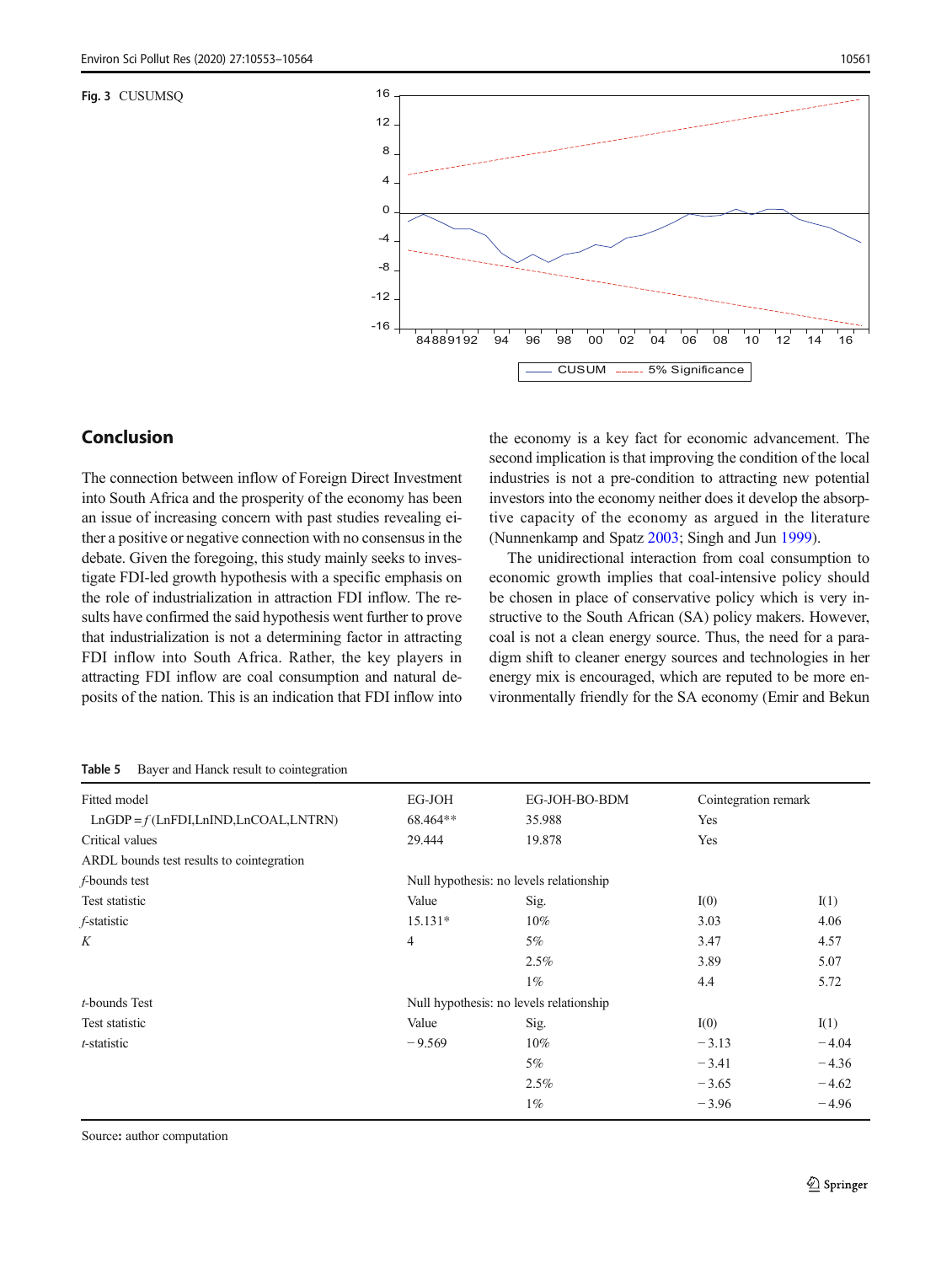Fig. 3 CUSUMSQ

## Conclusion

The connection between inflow of Foreign Direct Investment into South Africa and the prosperity of the economy has been an issue of increasing concern with past studies revealing either a positive or negative connection with no consensus in the debate. Given the foregoing, this study mainly seeks to investigate FDI-led growth hypothesis with a specific emphasis on the role of industrialization in attraction FDI inflow. The results have confirmed the said hypothesis went further to prove that industrialization is not a determining factor in attracting FDI inflow into South Africa. Rather, the key players in attracting FDI inflow are coal consumption and natural deposits of the nation. This is an indication that FDI inflow into the economy is a key fact for economic advancement. The second implication is that improving the condition of the local industries is not a pre-condition to attracting new potential investors into the economy neither does it develop the absorptive capacity of the economy as argued in the literature (Nunnenkamp and Spatz 2003; Singh and Jun 1999).

The unidirectional interaction from coal consumption to economic growth implies that coal-intensive policy should be chosen in place of conservative policy which is very instructive to the South African (SA) policy makers. However, coal is not a clean energy source. Thus, the need for a paradigm shift to cleaner energy sources and technologies in her energy mix is encouraged, which are reputed to be more environmentally friendly for the SA economy (Emir and Bekun

**Table 5** Bayer and Hanck result to cointegration

| Fitted model | EG-JOH | EG-JOH-BO-BDM | Cointegration remark | |
|---|---|---|---|---|
| LnGDP = *f* (LnFDI,LnIND,LnCOAL,LNTRN) | 68.464** | 35.988 | Yes | |
| Critical values | 29.444 | 19.878 | Yes | |
| ARDL bounds test results to cointegration | | | | |
| *f*-bounds test | Null hypothesis: no levels relationship | | | |
| Test statistic | Value | Sig. | I(0) | I(1) |
| *f*-statistic | 15.131* | 10% | 3.03 | 4.06 |
| *K* | 4 | 5% | 3.47 | 4.57 |
| | | 2.5% | 3.89 | 5.07 |
| | | 1% | 4.4 | 5.72 |
| *t*-bounds Test | Null hypothesis: no levels relationship | | | |
| Test statistic | Value | Sig. | I(0) | I(1) |
| *t*-statistic | − 9.569 | 10% | − 3.13 | − 4.04 |
| | | 5% | − 3.41 | − 4.36 |
| | | 2.5% | − 3.65 | − 4.62 |
| | | 1% | − 3.96 | − 4.96 |

Source: author computation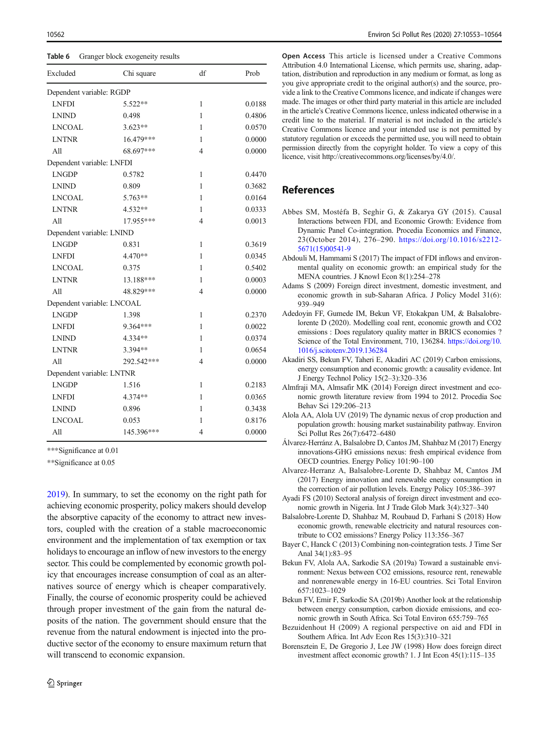Table 6 Granger block exogeneity results

| Excluded | Chi square | df | Prob |
|---|---|---|---|
| Dependent variable: RGDP | | | |
| LNFDI | 5.522** | 1 | 0.0188 |
| LNIND | 0.498 | 1 | 0.4806 |
| LNCOAL | 3.623** | 1 | 0.0570 |
| LNTNR | 16.479*** | 1 | 0.0000 |
| All | 68.697*** | 4 | 0.0000 |
| Dependent variable: LNFDI | | | |
| LNGDP | 0.5782 | 1 | 0.4470 |
| LNIND | 0.809 | 1 | 0.3682 |
| LNCOAL | 5.763** | 1 | 0.0164 |
| LNTNR | 4.532** | 1 | 0.0333 |
| All | 17.955*** | 4 | 0.0013 |
| Dependent variable: LNIND | | | |
| LNGDP | 0.831 | 1 | 0.3619 |
| LNFDI | 4.470** | 1 | 0.0345 |
| LNCOAL | 0.375 | 1 | 0.5402 |
| LNTNR | 13.188*** | 1 | 0.0003 |
| All | 48.829*** | 4 | 0.0000 |
| Dependent variable: LNCOAL | | | |
| LNGDP | 1.398 | 1 | 0.2370 |
| LNFDI | 9.364*** | 1 | 0.0022 |
| LNIND | 4.334** | 1 | 0.0374 |
| LNTNR | 3.394** | 1 | 0.0654 |
| All | 292.542*** | 4 | 0.0000 |
| Dependent variable: LNTNR | | | |
| LNGDP | 1.516 | 1 | 0.2183 |
| LNFDI | 4.374** | 1 | 0.0365 |
| LNIND | 0.896 | 1 | 0.3438 |
| LNCOAL | 0.053 | 1 | 0.8176 |
| All | 145.396*** | 4 | 0.0000 |

***Significance at 0.01

**Significance at 0.05

2019). In summary, to set the economy on the right path for achieving economic prosperity, policy makers should develop the absorptive capacity of the economy to attract new investors, coupled with the creation of a stable macroeconomic environment and the implementation of tax exemption or tax holidays to encourage an inflow of new investors to the energy sector. This could be complemented by economic growth policy that encourages increase consumption of coal as an alternatives source of energy which is cheaper comparatively. Finally, the course of economic prosperity could be achieved through proper investment of the gain from the natural deposits of the nation. The government should ensure that the revenue from the natural endowment is injected into the productive sector of the economy to ensure maximum return that will transcend to economic expansion.

**Open Access** This article is licensed under a Creative Commons Attribution 4.0 International License, which permits use, sharing, adaptation, distribution and reproduction in any medium or format, as long as you give appropriate credit to the original author(s) and the source, provide a link to the Creative Commons licence, and indicate if changes were made. The images or other third party material in this article are included in the article's Creative Commons licence, unless indicated otherwise in a credit line to the material. If material is not included in the article's Creative Commons licence and your intended use is not permitted by statutory regulation or exceeds the permitted use, you will need to obtain permission directly from the copyright holder. To view a copy of this licence, visit http://creativecommons.org/licenses/by/4.0/.

## References

Abbes SM, Mostéfa B, Seghir G, & Zakarya GY (2015). Causal Interactions between FDI, and Economic Growth: Evidence from Dynamic Panel Co-integration. Procedia Economics and Finance, 23(October 2014), 276–290. https://doi.org/10.1016/s2212-5671(15)00541-9

Abdouli M, Hammami S (2017) The impact of FDI inflows and environmental quality on economic growth: an empirical study for the MENA countries. J Knowl Econ 8(1):254–278

Adams S (2009) Foreign direct investment, domestic investment, and economic growth in sub-Saharan Africa. J Policy Model 31(6): 939–949

Adedoyin FF, Gumede IM, Bekun VF, Etokakpan UM, & Balsalobre-lorente D (2020). Modelling coal rent, economic growth and CO2 emissions : Does regulatory quality matter in BRICS economies ? Science of the Total Environment, 710, 136284. https://doi.org/10.1016/j.scitotenv.2019.136284

Akadiri SS, Bekun FV, Taheri E, Akadiri AC (2019) Carbon emissions, energy consumption and economic growth: a causality evidence. Int J Energy Technol Policy 15(2–3):320–336

Almfraji MA, Almsafir MK (2014) Foreign direct investment and economic growth literature review from 1994 to 2012. Procedia Soc Behav Sci 129:206–213

Alola AA, Alola UV (2019) The dynamic nexus of crop production and population growth: housing market sustainability pathway. Environ Sci Pollut Res 26(7):6472–6480

Álvarez-Herránz A, Balsalobre D, Cantos JM, Shahbaz M (2017) Energy innovations-GHG emissions nexus: fresh empirical evidence from OECD countries. Energy Policy 101:90–100

Alvarez-Herranz A, Balsalobre-Lorente D, Shahbaz M, Cantos JM (2017) Energy innovation and renewable energy consumption in the correction of air pollution levels. Energy Policy 105:386–397

Ayadi FS (2010) Sectoral analysis of foreign direct investment and economic growth in Nigeria. Int J Trade Glob Mark 3(4):327–340

Balsalobre-Lorente D, Shahbaz M, Roubaud D, Farhani S (2018) How economic growth, renewable electricity and natural resources contribute to CO2 emissions? Energy Policy 113:356–367

Bayer C, Hanck C (2013) Combining non-cointegration tests. J Time Ser Anal 34(1):83–95

Bekun FV, Alola AA, Sarkodie SA (2019a) Toward a sustainable environment: Nexus between CO2 emissions, resource rent, renewable and nonrenewable energy in 16-EU countries. Sci Total Environ 657:1023–1029

Bekun FV, Emir F, Sarkodie SA (2019b) Another look at the relationship between energy consumption, carbon dioxide emissions, and economic growth in South Africa. Sci Total Environ 655:759–765

Bezuidenhout H (2009) A regional perspective on aid and FDI in Southern Africa. Int Adv Econ Res 15(3):310–321

Borensztein E, De Gregorio J, Lee JW (1998) How does foreign direct investment affect economic growth? 1. J Int Econ 45(1):115–135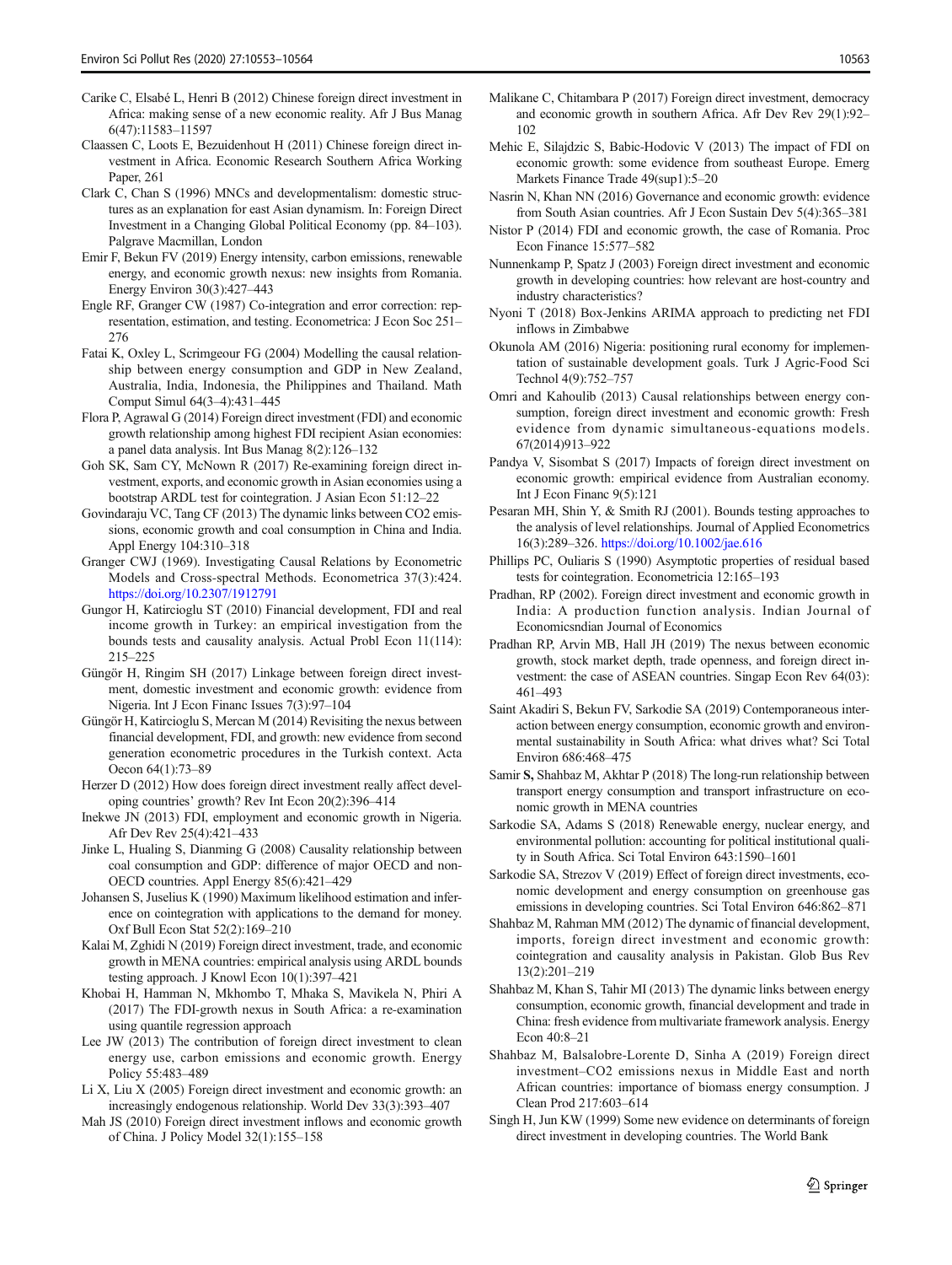Carike C, Elsabé L, Henri B (2012) Chinese foreign direct investment in Africa: making sense of a new economic reality. Afr J Bus Manag 6(47):11583–11597

Claassen C, Loots E, Bezuidenhout H (2011) Chinese foreign direct investment in Africa. Economic Research Southern Africa Working Paper, 261

Clark C, Chan S (1996) MNCs and developmentalism: domestic structures as an explanation for east Asian dynamism. In: Foreign Direct Investment in a Changing Global Political Economy (pp. 84–103). Palgrave Macmillan, London

Emir F, Bekun FV (2019) Energy intensity, carbon emissions, renewable energy, and economic growth nexus: new insights from Romania. Energy Environ 30(3):427–443

Engle RF, Granger CW (1987) Co-integration and error correction: representation, estimation, and testing. Econometrica: J Econ Soc 251–276

Fatai K, Oxley L, Scrimgeour FG (2004) Modelling the causal relationship between energy consumption and GDP in New Zealand, Australia, India, Indonesia, the Philippines and Thailand. Math Comput Simul 64(3–4):431–445

Flora P, Agrawal G (2014) Foreign direct investment (FDI) and economic growth relationship among highest FDI recipient Asian economies: a panel data analysis. Int Bus Manag 8(2):126–132

Goh SK, Sam CY, McNown R (2017) Re-examining foreign direct investment, exports, and economic growth in Asian economies using a bootstrap ARDL test for cointegration. J Asian Econ 51:12–22

Govindaraju VC, Tang CF (2013) The dynamic links between CO2 emissions, economic growth and coal consumption in China and India. Appl Energy 104:310–318

Granger CWJ (1969). Investigating Causal Relations by Econometric Models and Cross-spectral Methods. Econometrica 37(3):424. https://doi.org/10.2307/1912791

Gungor H, Katircioglu ST (2010) Financial development, FDI and real income growth in Turkey: an empirical investigation from the bounds tests and causality analysis. Actual Probl Econ 11(114): 215–225

Güngör H, Ringim SH (2017) Linkage between foreign direct investment, domestic investment and economic growth: evidence from Nigeria. Int J Econ Financ Issues 7(3):97–104

Güngör H, Katircioglu S, Mercan M (2014) Revisiting the nexus between financial development, FDI, and growth: new evidence from second generation econometric procedures in the Turkish context. Acta Oecon 64(1):73–89

Herzer D (2012) How does foreign direct investment really affect developing countries' growth? Rev Int Econ 20(2):396–414

Inekwe JN (2013) FDI, employment and economic growth in Nigeria. Afr Dev Rev 25(4):421–433

Jinke L, Hualing S, Dianming G (2008) Causality relationship between coal consumption and GDP: difference of major OECD and non-OECD countries. Appl Energy 85(6):421–429

Johansen S, Juselius K (1990) Maximum likelihood estimation and inference on cointegration with applications to the demand for money. Oxf Bull Econ Stat 52(2):169–210

Kalai M, Zghidi N (2019) Foreign direct investment, trade, and economic growth in MENA countries: empirical analysis using ARDL bounds testing approach. J Knowl Econ 10(1):397–421

Khobai H, Hamman N, Mkhombo T, Mhaka S, Mavikela N, Phiri A (2017) The FDI-growth nexus in South Africa: a re-examination using quantile regression approach

Lee JW (2013) The contribution of foreign direct investment to clean energy use, carbon emissions and economic growth. Energy Policy 55:483–489

Li X, Liu X (2005) Foreign direct investment and economic growth: an increasingly endogenous relationship. World Dev 33(3):393–407

Mah JS (2010) Foreign direct investment inflows and economic growth of China. J Policy Model 32(1):155–158

Malikane C, Chitambara P (2017) Foreign direct investment, democracy and economic growth in southern Africa. Afr Dev Rev 29(1):92–102

Mehic E, Silajdzic S, Babic-Hodovic V (2013) The impact of FDI on economic growth: some evidence from southeast Europe. Emerg Markets Finance Trade 49(sup1):5–20

Nasrin N, Khan NN (2016) Governance and economic growth: evidence from South Asian countries. Afr J Econ Sustain Dev 5(4):365–381

Nistor P (2014) FDI and economic growth, the case of Romania. Proc Econ Finance 15:577–582

Nunnenkamp P, Spatz J (2003) Foreign direct investment and economic growth in developing countries: how relevant are host-country and industry characteristics?

Nyoni T (2018) Box-Jenkins ARIMA approach to predicting net FDI inflows in Zimbabwe

Okunola AM (2016) Nigeria: positioning rural economy for implementation of sustainable development goals. Turk J Agric-Food Sci Technol 4(9):752–757

Omri and Kahoulib (2013) Causal relationships between energy consumption, foreign direct investment and economic growth: Fresh evidence from dynamic simultaneous-equations models. 67(2014)913–922

Pandya V, Sisombat S (2017) Impacts of foreign direct investment on economic growth: empirical evidence from Australian economy. Int J Econ Financ 9(5):121

Pesaran MH, Shin Y, & Smith RJ (2001). Bounds testing approaches to the analysis of level relationships. Journal of Applied Econometrics 16(3):289–326. https://doi.org/10.1002/jae.616

Phillips PC, Ouliaris S (1990) Asymptotic properties of residual based tests for cointegration. Econometricia 12:165–193

Pradhan, RP (2002). Foreign direct investment and economic growth in India: A production function analysis. Indian Journal of Economicsndian Journal of Economics

Pradhan RP, Arvin MB, Hall JH (2019) The nexus between economic growth, stock market depth, trade openness, and foreign direct investment: the case of ASEAN countries. Singap Econ Rev 64(03): 461–493

Saint Akadiri S, Bekun FV, Sarkodie SA (2019) Contemporaneous interaction between energy consumption, economic growth and environmental sustainability in South Africa: what drives what? Sci Total Environ 686:468–475

Samir **S,** Shahbaz M, Akhtar P (2018) The long-run relationship between transport energy consumption and transport infrastructure on economic growth in MENA countries

Sarkodie SA, Adams S (2018) Renewable energy, nuclear energy, and environmental pollution: accounting for political institutional quality in South Africa. Sci Total Environ 643:1590–1601

Sarkodie SA, Strezov V (2019) Effect of foreign direct investments, economic development and energy consumption on greenhouse gas emissions in developing countries. Sci Total Environ 646:862–871

Shahbaz M, Rahman MM (2012) The dynamic of financial development, imports, foreign direct investment and economic growth: cointegration and causality analysis in Pakistan. Glob Bus Rev 13(2):201–219

Shahbaz M, Khan S, Tahir MI (2013) The dynamic links between energy consumption, economic growth, financial development and trade in China: fresh evidence from multivariate framework analysis. Energy Econ 40:8–21

Shahbaz M, Balsalobre-Lorente D, Sinha A (2019) Foreign direct investment–CO2 emissions nexus in Middle East and north African countries: importance of biomass energy consumption. J Clean Prod 217:603–614

Singh H, Jun KW (1999) Some new evidence on determinants of foreign direct investment in developing countries. The World Bank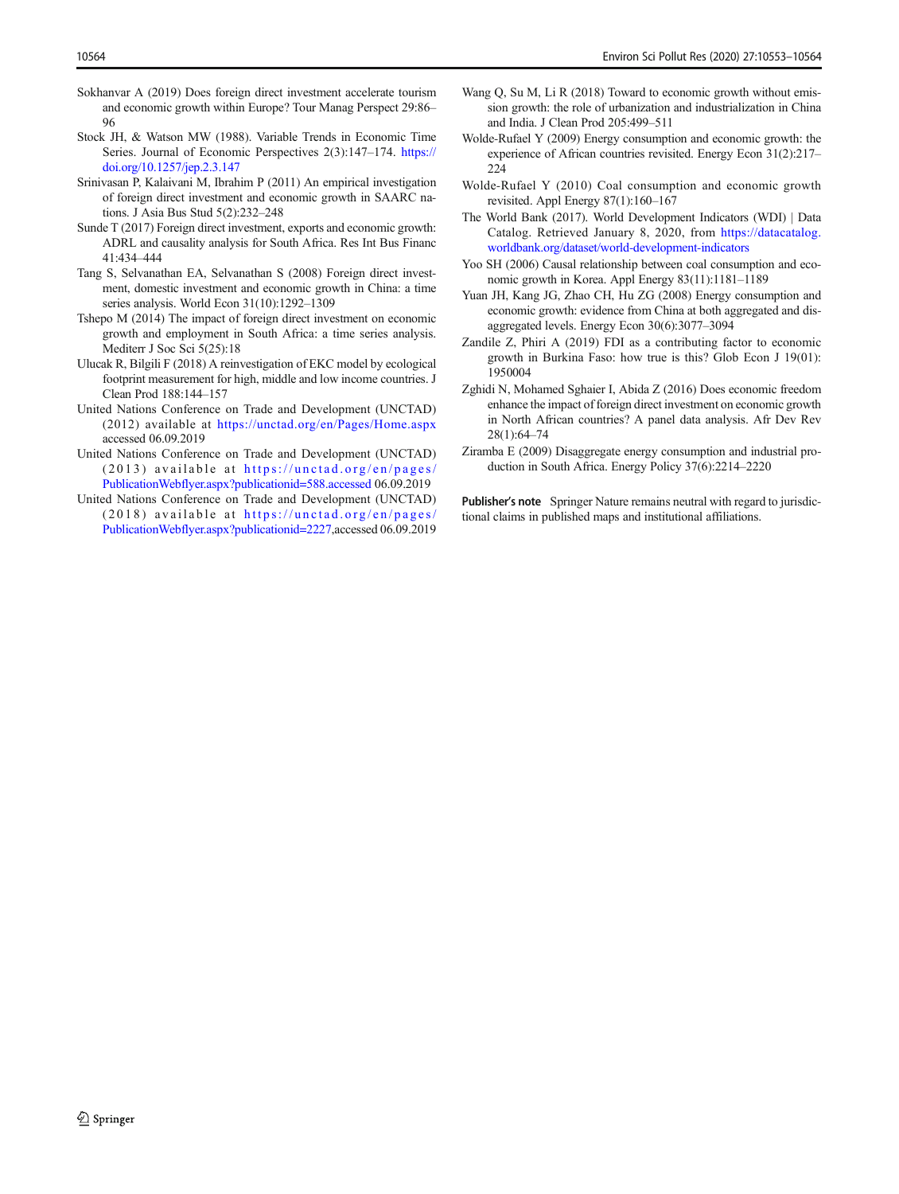Sokhanvar A (2019) Does foreign direct investment accelerate tourism and economic growth within Europe? Tour Manag Perspect 29:86–96

Stock JH, & Watson MW (1988). Variable Trends in Economic Time Series. Journal of Economic Perspectives 2(3):147–174. https://doi.org/10.1257/jep.2.3.147

Srinivasan P, Kalaivani M, Ibrahim P (2011) An empirical investigation of foreign direct investment and economic growth in SAARC nations. J Asia Bus Stud 5(2):232–248

Sunde T (2017) Foreign direct investment, exports and economic growth: ADRL and causality analysis for South Africa. Res Int Bus Financ 41:434–444

Tang S, Selvanathan EA, Selvanathan S (2008) Foreign direct investment, domestic investment and economic growth in China: a time series analysis. World Econ 31(10):1292–1309

Tshepo M (2014) The impact of foreign direct investment on economic growth and employment in South Africa: a time series analysis. Mediterr J Soc Sci 5(25):18

Ulucak R, Bilgili F (2018) A reinvestigation of EKC model by ecological footprint measurement for high, middle and low income countries. J Clean Prod 188:144–157

United Nations Conference on Trade and Development (UNCTAD) (2012) available at https://unctad.org/en/Pages/Home.aspx accessed 06.09.2019

United Nations Conference on Trade and Development (UNCTAD) (2013) available at https://unctad.org/en/pages/PublicationWebflyer.aspx?publicationid=588.accessed 06.09.2019

United Nations Conference on Trade and Development (UNCTAD) (2018) available at https://unctad.org/en/pages/PublicationWebflyer.aspx?publicationid=2227,accessed 06.09.2019

Wang Q, Su M, Li R (2018) Toward to economic growth without emission growth: the role of urbanization and industrialization in China and India. J Clean Prod 205:499–511

Wolde-Rufael Y (2009) Energy consumption and economic growth: the experience of African countries revisited. Energy Econ 31(2):217–224

Wolde-Rufael Y (2010) Coal consumption and economic growth revisited. Appl Energy 87(1):160–167

The World Bank (2017). World Development Indicators (WDI) | Data Catalog. Retrieved January 8, 2020, from https://datacatalog.worldbank.org/dataset/world-development-indicators

Yoo SH (2006) Causal relationship between coal consumption and economic growth in Korea. Appl Energy 83(11):1181–1189

Yuan JH, Kang JG, Zhao CH, Hu ZG (2008) Energy consumption and economic growth: evidence from China at both aggregated and disaggregated levels. Energy Econ 30(6):3077–3094

Zandile Z, Phiri A (2019) FDI as a contributing factor to economic growth in Burkina Faso: how true is this? Glob Econ J 19(01): 1950004

Zghidi N, Mohamed Sghaier I, Abida Z (2016) Does economic freedom enhance the impact of foreign direct investment on economic growth in North African countries? A panel data analysis. Afr Dev Rev 28(1):64–74

Ziramba E (2009) Disaggregate energy consumption and industrial production in South Africa. Energy Policy 37(6):2214–2220

**Publisher's note** Springer Nature remains neutral with regard to jurisdictional claims in published maps and institutional affiliations.